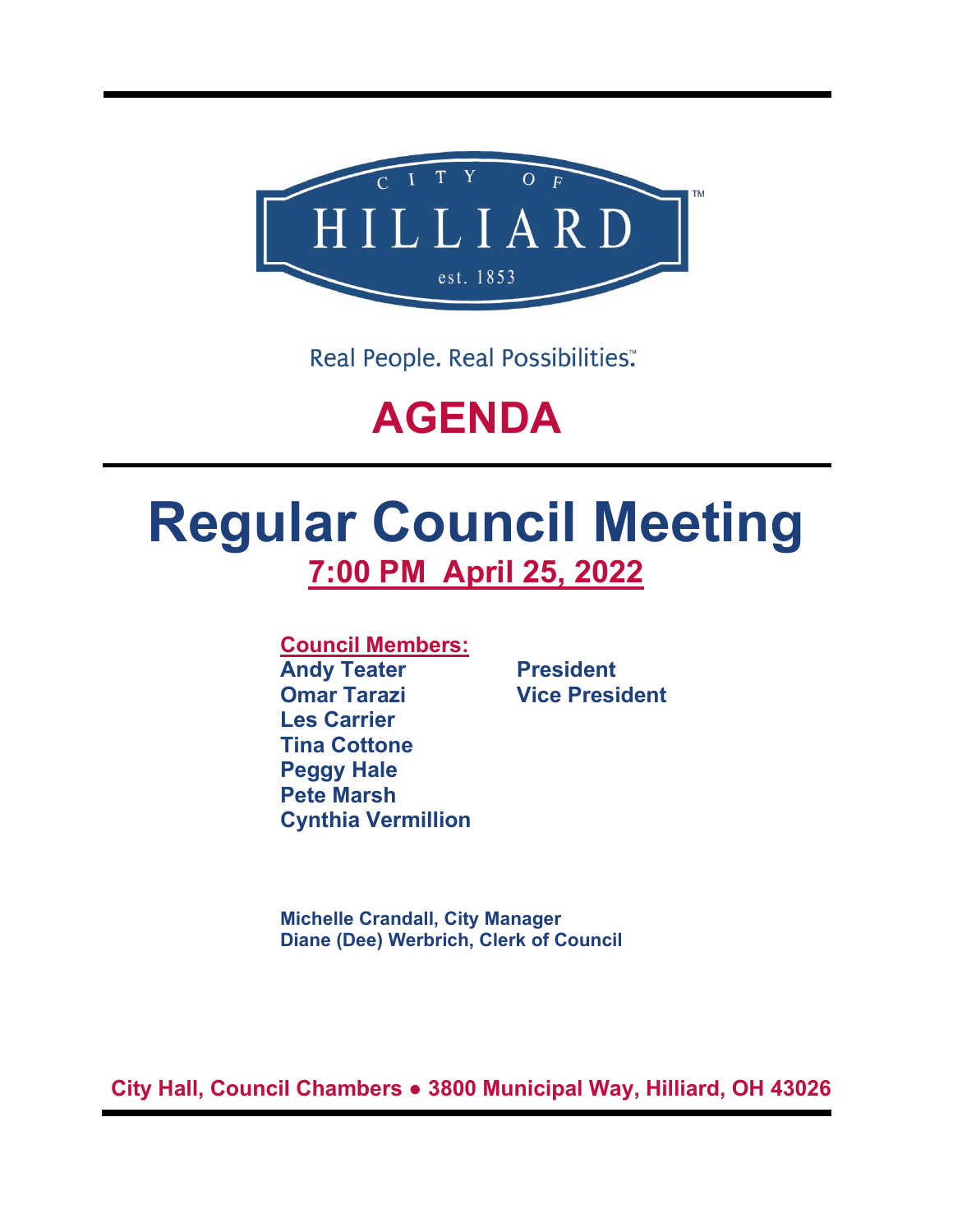CITY OF HILLIARD™

est. 1853

Real People. Real Possibilities.™

# AGENDA

# Regular Council Meeting

## 7:00 PM  April 25, 2022

**Council Members:**

| | |
|---|---|
| **Andy Teater** | **President** |
| **Omar Tarazi** | **Vice President** |
| **Les Carrier** | |
| **Tina Cottone** | |
| **Peggy Hale** | |
| **Pete Marsh** | |
| **Cynthia Vermillion** | |

**Michelle Crandall, City Manager**
**Diane (Dee) Werbrich, Clerk of Council**

**City Hall, Council Chambers ● 3800 Municipal Way, Hilliard, OH 43026**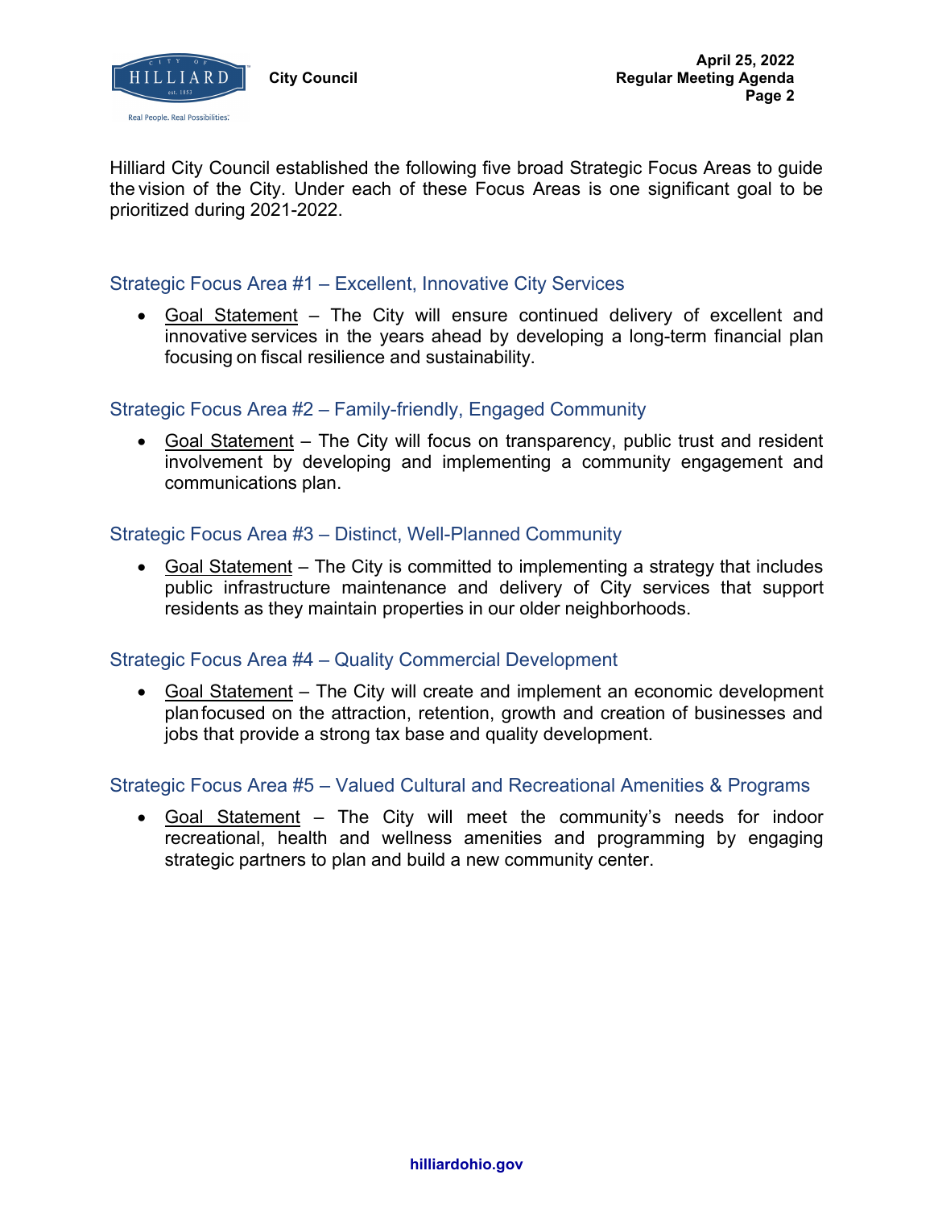Hilliard City Council established the following five broad Strategic Focus Areas to guide the vision of the City. Under each of these Focus Areas is one significant goal to be prioritized during 2021-2022.

### Strategic Focus Area #1 – Excellent, Innovative City Services

- Goal Statement – The City will ensure continued delivery of excellent and innovative services in the years ahead by developing a long-term financial plan focusing on fiscal resilience and sustainability.

### Strategic Focus Area #2 – Family-friendly, Engaged Community

- Goal Statement – The City will focus on transparency, public trust and resident involvement by developing and implementing a community engagement and communications plan.

### Strategic Focus Area #3 – Distinct, Well-Planned Community

- Goal Statement – The City is committed to implementing a strategy that includes public infrastructure maintenance and delivery of City services that support residents as they maintain properties in our older neighborhoods.

### Strategic Focus Area #4 – Quality Commercial Development

- Goal Statement – The City will create and implement an economic development plan focused on the attraction, retention, growth and creation of businesses and jobs that provide a strong tax base and quality development.

### Strategic Focus Area #5 – Valued Cultural and Recreational Amenities & Programs

- Goal Statement – The City will meet the community's needs for indoor recreational, health and wellness amenities and programming by engaging strategic partners to plan and build a new community center.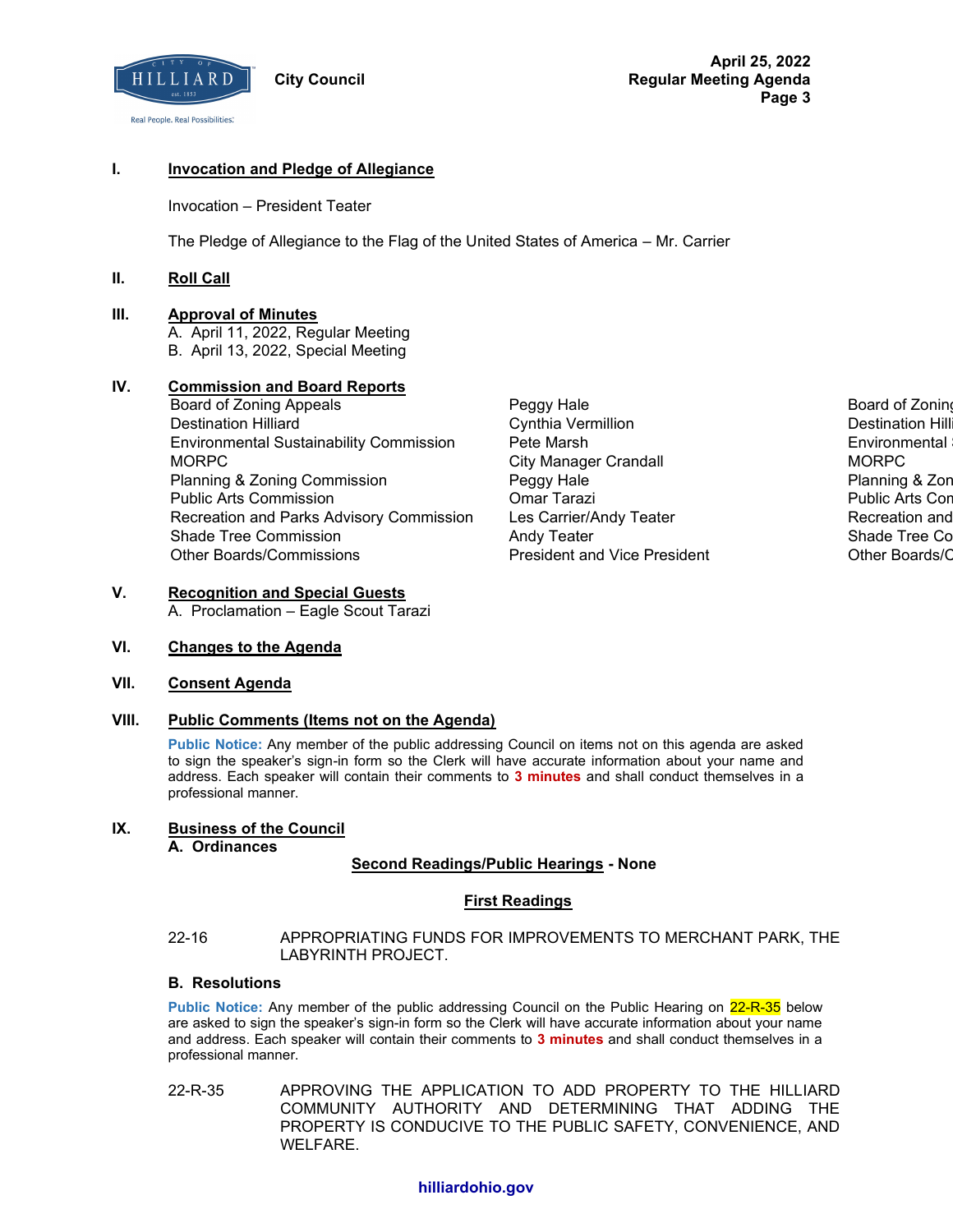## I. Invocation and Pledge of Allegiance

Invocation – President Teater

The Pledge of Allegiance to the Flag of the United States of America – Mr. Carrier

## II. Roll Call

## III. Approval of Minutes

A. April 11, 2022, Regular Meeting
B. April 13, 2022, Special Meeting

## IV. Commission and Board Reports

| | | |
|---|---|---|
| Board of Zoning Appeals | Peggy Hale | Board of Zoning |
| Destination Hilliard | Cynthia Vermillion | Destination Hilli |
| Environmental Sustainability Commission | Pete Marsh | Environmental |
| MORPC | City Manager Crandall | MORPC |
| Planning & Zoning Commission | Peggy Hale | Planning & Zon |
| Public Arts Commission | Omar Tarazi | Public Arts Con |
| Recreation and Parks Advisory Commission | Les Carrier/Andy Teater | Recreation and |
| Shade Tree Commission | Andy Teater | Shade Tree Co |
| Other Boards/Commissions | President and Vice President | Other Boards/C |

## V. Recognition and Special Guests

A. Proclamation – Eagle Scout Tarazi

## VI. Changes to the Agenda

## VII. Consent Agenda

## VIII. Public Comments (Items not on the Agenda)

**Public Notice:** Any member of the public addressing Council on items not on this agenda are asked to sign the speaker's sign-in form so the Clerk will have accurate information about your name and address. Each speaker will contain their comments to **3 minutes** and shall conduct themselves in a professional manner.

## IX. Business of the Council

### A. Ordinances

**Second Readings/Public Hearings - None**

**First Readings**

22-16 APPROPRIATING FUNDS FOR IMPROVEMENTS TO MERCHANT PARK, THE LABYRINTH PROJECT.

### B. Resolutions

**Public Notice:** Any member of the public addressing Council on the Public Hearing on 22-R-35 below are asked to sign the speaker's sign-in form so the Clerk will have accurate information about your name and address. Each speaker will contain their comments to **3 minutes** and shall conduct themselves in a professional manner.

22-R-35 APPROVING THE APPLICATION TO ADD PROPERTY TO THE HILLIARD COMMUNITY AUTHORITY AND DETERMINING THAT ADDING THE PROPERTY IS CONDUCIVE TO THE PUBLIC SAFETY, CONVENIENCE, AND WELFARE.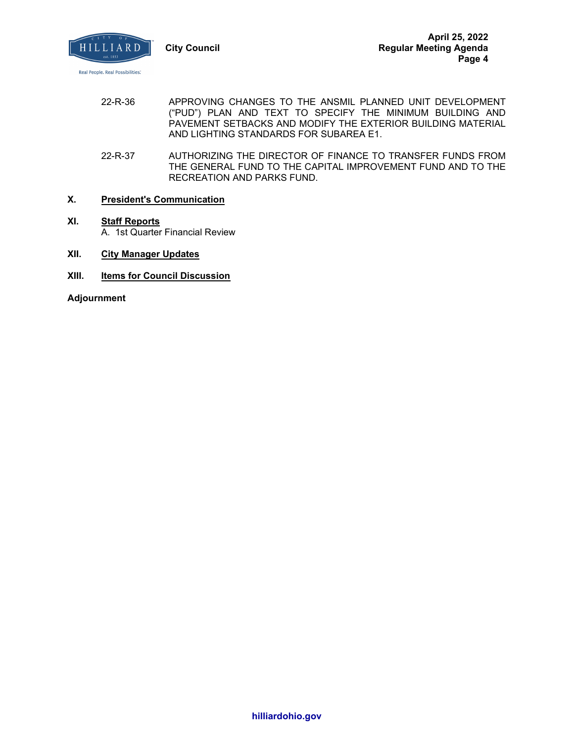22-R-36 APPROVING CHANGES TO THE ANSMIL PLANNED UNIT DEVELOPMENT ("PUD") PLAN AND TEXT TO SPECIFY THE MINIMUM BUILDING AND PAVEMENT SETBACKS AND MODIFY THE EXTERIOR BUILDING MATERIAL AND LIGHTING STANDARDS FOR SUBAREA E1.

22-R-37 AUTHORIZING THE DIRECTOR OF FINANCE TO TRANSFER FUNDS FROM THE GENERAL FUND TO THE CAPITAL IMPROVEMENT FUND AND TO THE RECREATION AND PARKS FUND.

**X. President's Communication**

**XI. Staff Reports**

A. 1st Quarter Financial Review

**XII. City Manager Updates**

**XIII. Items for Council Discussion**

**Adjournment**